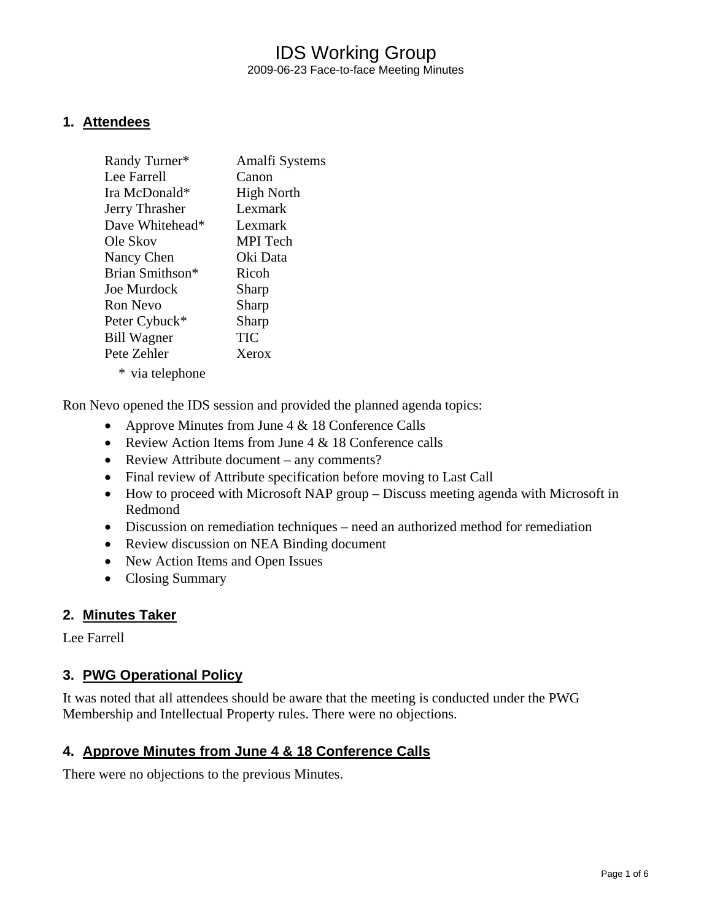# IDS Working Group

2009-06-23 Face-to-face Meeting Minutes

## 1. Attendees

| | |
|---|---|
| Randy Turner* | Amalfi Systems |
| Lee Farrell | Canon |
| Ira McDonald* | High North |
| Jerry Thrasher | Lexmark |
| Dave Whitehead* | Lexmark |
| Ole Skov | MPI Tech |
| Nancy Chen | Oki Data |
| Brian Smithson* | Ricoh |
| Joe Murdock | Sharp |
| Ron Nevo | Sharp |
| Peter Cybuck* | Sharp |
| Bill Wagner | TIC |
| Pete Zehler | Xerox |

\* via telephone

Ron Nevo opened the IDS session and provided the planned agenda topics:

- Approve Minutes from June 4 & 18 Conference Calls
- Review Action Items from June 4 & 18 Conference calls
- Review Attribute document – any comments?
- Final review of Attribute specification before moving to Last Call
- How to proceed with Microsoft NAP group – Discuss meeting agenda with Microsoft in Redmond
- Discussion on remediation techniques – need an authorized method for remediation
- Review discussion on NEA Binding document
- New Action Items and Open Issues
- Closing Summary

## 2. Minutes Taker

Lee Farrell

## 3. PWG Operational Policy

It was noted that all attendees should be aware that the meeting is conducted under the PWG Membership and Intellectual Property rules. There were no objections.

## 4. Approve Minutes from June 4 & 18 Conference Calls

There were no objections to the previous Minutes.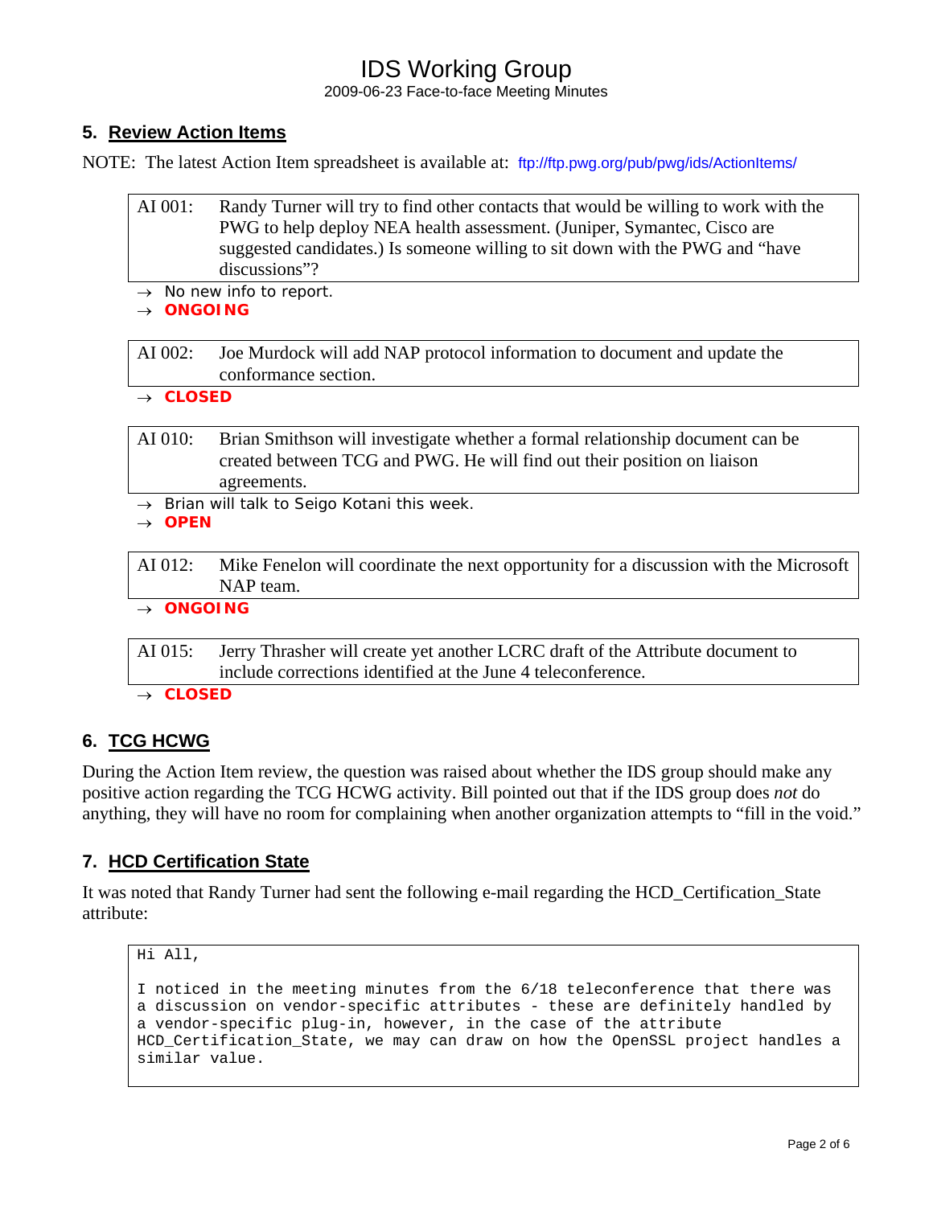## 5. Review Action Items

NOTE: The latest Action Item spreadsheet is available at: ftp://ftp.pwg.org/pub/pwg/ids/ActionItems/

| AI 001: | Randy Turner will try to find other contacts that would be willing to work with the PWG to help deploy NEA health assessment. (Juniper, Symantec, Cisco are suggested candidates.) Is someone willing to sit down with the PWG and "have discussions"? |
|---|---|

- → No new info to report.
- → **ONGOING**

| AI 002: | Joe Murdock will add NAP protocol information to document and update the conformance section. |
|---|---|

- → **CLOSED**

| AI 010: | Brian Smithson will investigate whether a formal relationship document can be created between TCG and PWG. He will find out their position on liaison agreements. |
|---|---|

- → Brian will talk to Seigo Kotani this week.
- → **OPEN**

| AI 012: | Mike Fenelon will coordinate the next opportunity for a discussion with the Microsoft NAP team. |
|---|---|

- → **ONGOING**

| AI 015: | Jerry Thrasher will create yet another LCRC draft of the Attribute document to include corrections identified at the June 4 teleconference. |
|---|---|

- → **CLOSED**

## 6. TCG HCWG

During the Action Item review, the question was raised about whether the IDS group should make any positive action regarding the TCG HCWG activity. Bill pointed out that if the IDS group does *not* do anything, they will have no room for complaining when another organization attempts to "fill in the void."

## 7. HCD Certification State

It was noted that Randy Turner had sent the following e-mail regarding the HCD_Certification_State attribute:

```
Hi All,

I noticed in the meeting minutes from the 6/18 teleconference that there was
a discussion on vendor-specific attributes - these are definitely handled by
a vendor-specific plug-in, however, in the case of the attribute
HCD_Certification_State, we may can draw on how the OpenSSL project handles a
similar value.
```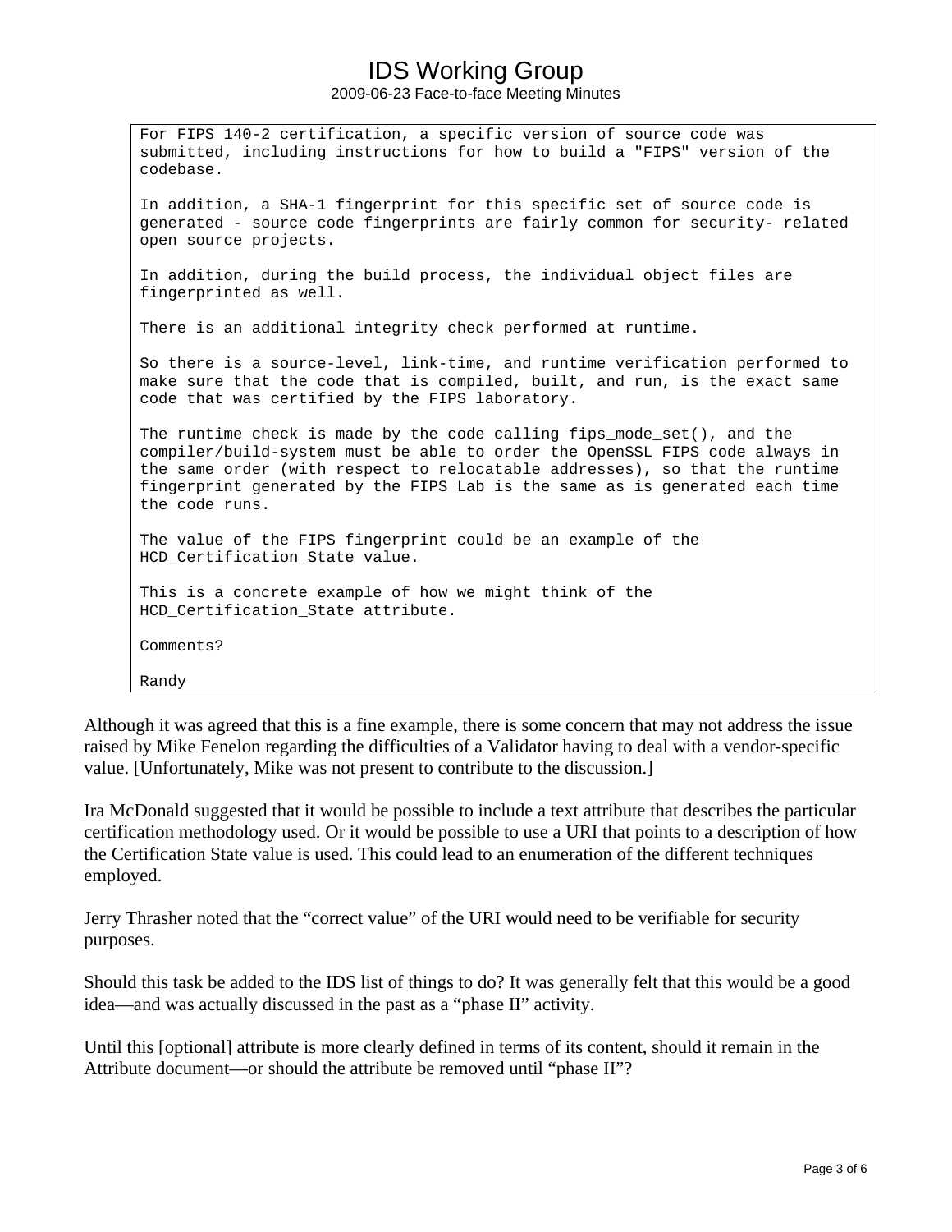```
For FIPS 140-2 certification, a specific version of source code was
submitted, including instructions for how to build a "FIPS" version of the
codebase.

In addition, a SHA-1 fingerprint for this specific set of source code is
generated - source code fingerprints are fairly common for security- related
open source projects.

In addition, during the build process, the individual object files are
fingerprinted as well.

There is an additional integrity check performed at runtime.

So there is a source-level, link-time, and runtime verification performed to
make sure that the code that is compiled, built, and run, is the exact same
code that was certified by the FIPS laboratory.

The runtime check is made by the code calling fips_mode_set(), and the
compiler/build-system must be able to order the OpenSSL FIPS code always in
the same order (with respect to relocatable addresses), so that the runtime
fingerprint generated by the FIPS Lab is the same as is generated each time
the code runs.

The value of the FIPS fingerprint could be an example of the
HCD_Certification_State value.

This is a concrete example of how we might think of the
HCD_Certification_State attribute.

Comments?

Randy
```

Although it was agreed that this is a fine example, there is some concern that may not address the issue raised by Mike Fenelon regarding the difficulties of a Validator having to deal with a vendor-specific value. [Unfortunately, Mike was not present to contribute to the discussion.]

Ira McDonald suggested that it would be possible to include a text attribute that describes the particular certification methodology used. Or it would be possible to use a URI that points to a description of how the Certification State value is used. This could lead to an enumeration of the different techniques employed.

Jerry Thrasher noted that the "correct value" of the URI would need to be verifiable for security purposes.

Should this task be added to the IDS list of things to do? It was generally felt that this would be a good idea—and was actually discussed in the past as a "phase II" activity.

Until this [optional] attribute is more clearly defined in terms of its content, should it remain in the Attribute document—or should the attribute be removed until "phase II"?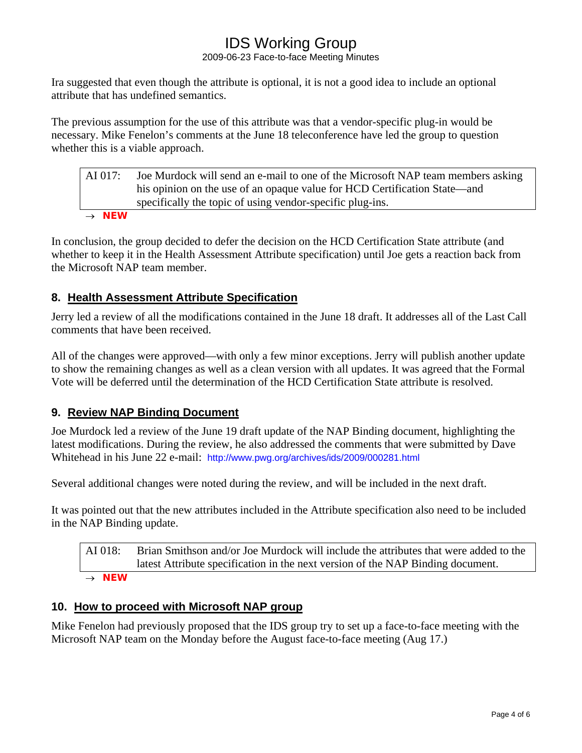Ira suggested that even though the attribute is optional, it is not a good idea to include an optional attribute that has undefined semantics.

The previous assumption for the use of this attribute was that a vendor-specific plug-in would be necessary. Mike Fenelon's comments at the June 18 teleconference have led the group to question whether this is a viable approach.

| AI 017: | Joe Murdock will send an e-mail to one of the Microsoft NAP team members asking his opinion on the use of an opaque value for HCD Certification State—and specifically the topic of using vendor-specific plug-ins. |
|---|---|

→ **NEW**

In conclusion, the group decided to defer the decision on the HCD Certification State attribute (and whether to keep it in the Health Assessment Attribute specification) until Joe gets a reaction back from the Microsoft NAP team member.

## 8. Health Assessment Attribute Specification

Jerry led a review of all the modifications contained in the June 18 draft. It addresses all of the Last Call comments that have been received.

All of the changes were approved—with only a few minor exceptions. Jerry will publish another update to show the remaining changes as well as a clean version with all updates. It was agreed that the Formal Vote will be deferred until the determination of the HCD Certification State attribute is resolved.

## 9. Review NAP Binding Document

Joe Murdock led a review of the June 19 draft update of the NAP Binding document, highlighting the latest modifications. During the review, he also addressed the comments that were submitted by Dave Whitehead in his June 22 e-mail: http://www.pwg.org/archives/ids/2009/000281.html

Several additional changes were noted during the review, and will be included in the next draft.

It was pointed out that the new attributes included in the Attribute specification also need to be included in the NAP Binding update.

| AI 018: | Brian Smithson and/or Joe Murdock will include the attributes that were added to the latest Attribute specification in the next version of the NAP Binding document. |
|---|---|

→ **NEW**

## 10. How to proceed with Microsoft NAP group

Mike Fenelon had previously proposed that the IDS group try to set up a face-to-face meeting with the Microsoft NAP team on the Monday before the August face-to-face meeting (Aug 17.)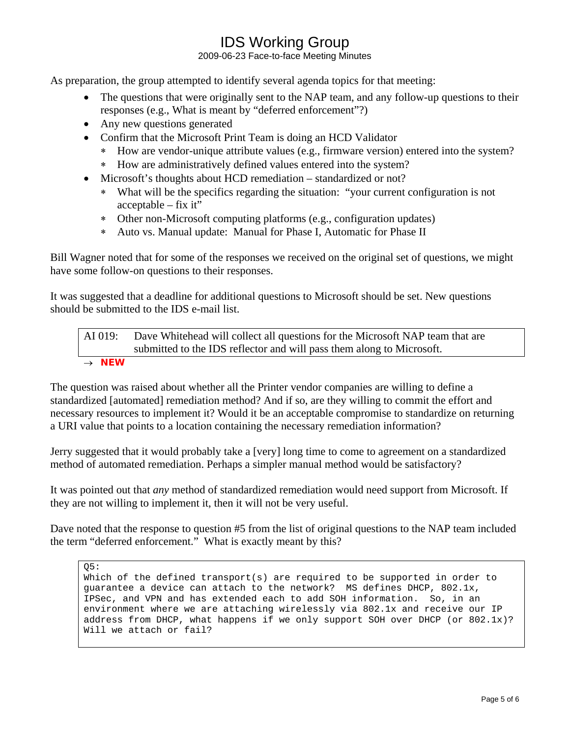As preparation, the group attempted to identify several agenda topics for that meeting:

- The questions that were originally sent to the NAP team, and any follow-up questions to their responses (e.g., What is meant by "deferred enforcement"?)
- Any new questions generated
- Confirm that the Microsoft Print Team is doing an HCD Validator
  - How are vendor-unique attribute values (e.g., firmware version) entered into the system?
  - How are administratively defined values entered into the system?
- Microsoft's thoughts about HCD remediation – standardized or not?
  - What will be the specifics regarding the situation: "your current configuration is not acceptable – fix it"
  - Other non-Microsoft computing platforms (e.g., configuration updates)
  - Auto vs. Manual update: Manual for Phase I, Automatic for Phase II

Bill Wagner noted that for some of the responses we received on the original set of questions, we might have some follow-on questions to their responses.

It was suggested that a deadline for additional questions to Microsoft should be set. New questions should be submitted to the IDS e-mail list.

| AI 019: | Dave Whitehead will collect all questions for the Microsoft NAP team that are submitted to the IDS reflector and will pass them along to Microsoft. |
|---|---|

→ **NEW**

The question was raised about whether all the Printer vendor companies are willing to define a standardized [automated] remediation method? And if so, are they willing to commit the effort and necessary resources to implement it? Would it be an acceptable compromise to standardize on returning a URI value that points to a location containing the necessary remediation information?

Jerry suggested that it would probably take a [very] long time to come to agreement on a standardized method of automated remediation. Perhaps a simpler manual method would be satisfactory?

It was pointed out that *any* method of standardized remediation would need support from Microsoft. If they are not willing to implement it, then it will not be very useful.

Dave noted that the response to question #5 from the list of original questions to the NAP team included the term "deferred enforcement." What is exactly meant by this?

```
Q5:
Which of the defined transport(s) are required to be supported in order to
guarantee a device can attach to the network?  MS defines DHCP, 802.1x,
IPSec, and VPN and has extended each to add SOH information.  So, in an
environment where we are attaching wirelessly via 802.1x and receive our IP
address from DHCP, what happens if we only support SOH over DHCP (or 802.1x)?
Will we attach or fail?
```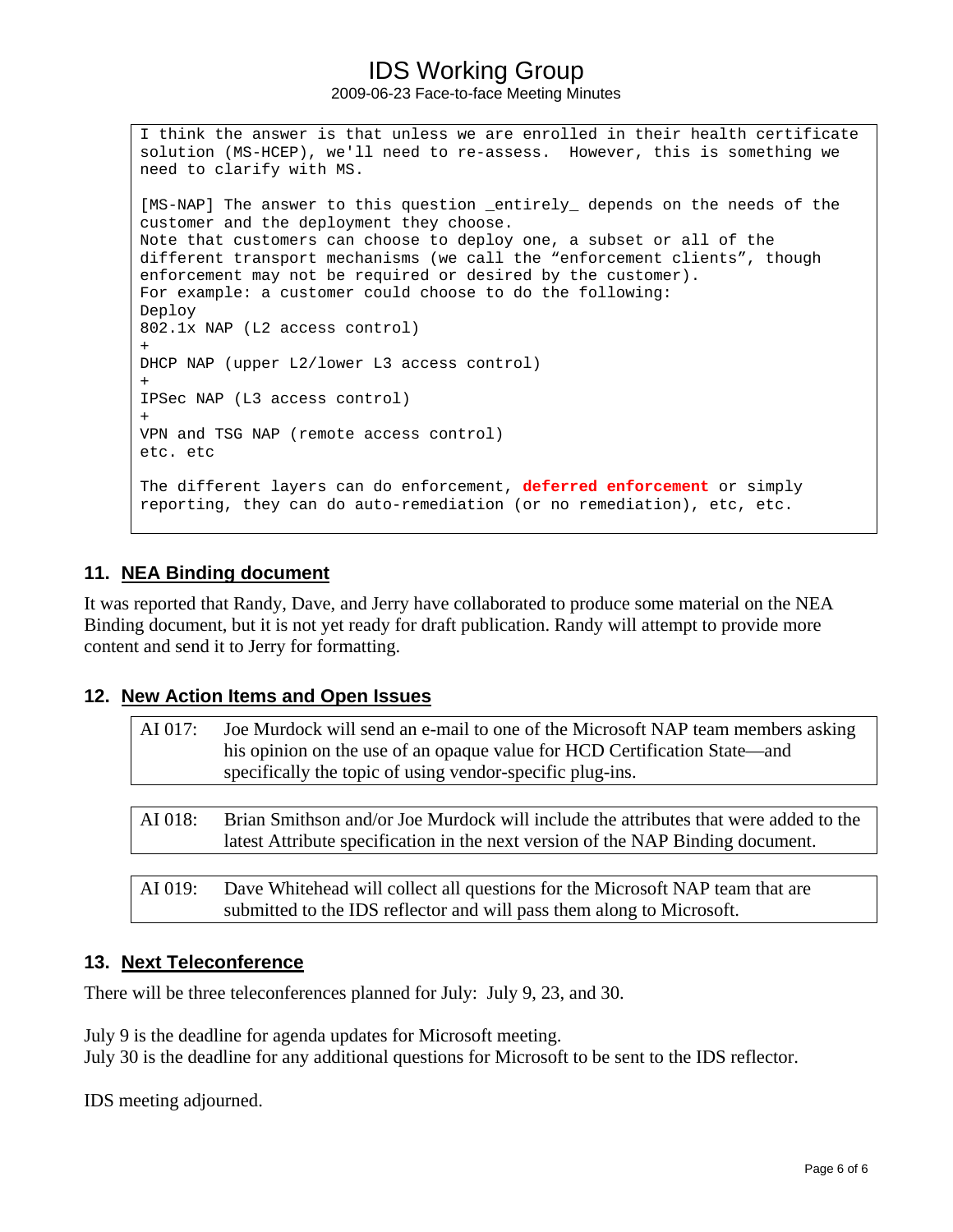```
I think the answer is that unless we are enrolled in their health certificate
solution (MS-HCEP), we'll need to re-assess.  However, this is something we
need to clarify with MS.

[MS-NAP] The answer to this question _entirely_ depends on the needs of the
customer and the deployment they choose.
Note that customers can choose to deploy one, a subset or all of the
different transport mechanisms (we call the "enforcement clients", though
enforcement may not be required or desired by the customer).
For example: a customer could choose to do the following:
Deploy
802.1x NAP (L2 access control)
+
DHCP NAP (upper L2/lower L3 access control)
+
IPSec NAP (L3 access control)
+
VPN and TSG NAP (remote access control)
etc. etc

The different layers can do enforcement, deferred enforcement or simply
reporting, they can do auto-remediation (or no remediation), etc, etc.
```

## 11. NEA Binding document

It was reported that Randy, Dave, and Jerry have collaborated to produce some material on the NEA Binding document, but it is not yet ready for draft publication. Randy will attempt to provide more content and send it to Jerry for formatting.

## 12. New Action Items and Open Issues

| | |
|---|---|
| AI 017: | Joe Murdock will send an e-mail to one of the Microsoft NAP team members asking his opinion on the use of an opaque value for HCD Certification State—and specifically the topic of using vendor-specific plug-ins. |

| | |
|---|---|
| AI 018: | Brian Smithson and/or Joe Murdock will include the attributes that were added to the latest Attribute specification in the next version of the NAP Binding document. |

| | |
|---|---|
| AI 019: | Dave Whitehead will collect all questions for the Microsoft NAP team that are submitted to the IDS reflector and will pass them along to Microsoft. |

## 13. Next Teleconference

There will be three teleconferences planned for July: July 9, 23, and 30.

July 9 is the deadline for agenda updates for Microsoft meeting.
July 30 is the deadline for any additional questions for Microsoft to be sent to the IDS reflector.

IDS meeting adjourned.